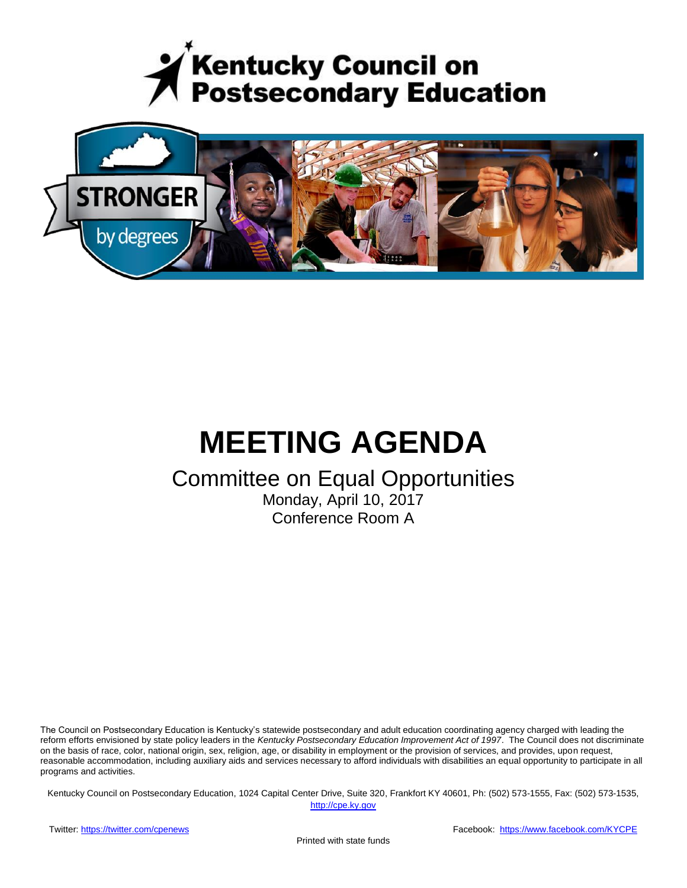# Kentucky Council on Postsecondary Education

# MEETING AGENDA

## Committee on Equal Opportunities

Monday, April 10, 2017

Conference Room A

The Council on Postsecondary Education is Kentucky's statewide postsecondary and adult education coordinating agency charged with leading the reform efforts envisioned by state policy leaders in the *Kentucky Postsecondary Education Improvement Act of 1997*. The Council does not discriminate on the basis of race, color, national origin, sex, religion, age, or disability in employment or the provision of services, and provides, upon request, reasonable accommodation, including auxiliary aids and services necessary to afford individuals with disabilities an equal opportunity to participate in all programs and activities.

Kentucky Council on Postsecondary Education, 1024 Capital Center Drive, Suite 320, Frankfort KY 40601, Ph: (502) 573-1555, Fax: (502) 573-1535, http://cpe.ky.gov

Twitter: https://twitter.com/cpenews

Facebook: https://www.facebook.com/KYCPE

Printed with state funds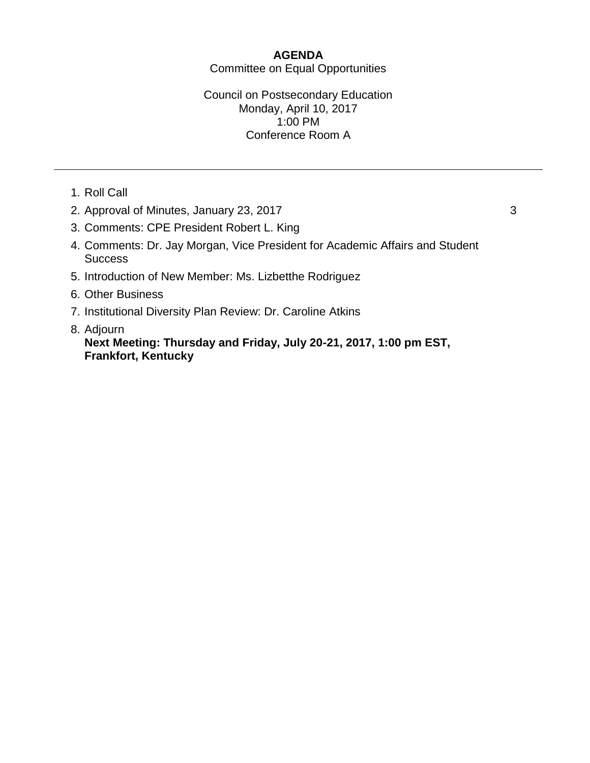**AGENDA**

Committee on Equal Opportunities

Council on Postsecondary Education
Monday, April 10, 2017
1:00 PM
Conference Room A

---

1. Roll Call
2. Approval of Minutes, January 23, 2017 3
3. Comments: CPE President Robert L. King
4. Comments: Dr. Jay Morgan, Vice President for Academic Affairs and Student Success
5. Introduction of New Member: Ms. Lizbetthe Rodriguez
6. Other Business
7. Institutional Diversity Plan Review: Dr. Caroline Atkins
8. Adjourn
   **Next Meeting: Thursday and Friday, July 20-21, 2017, 1:00 pm EST, Frankfort, Kentucky**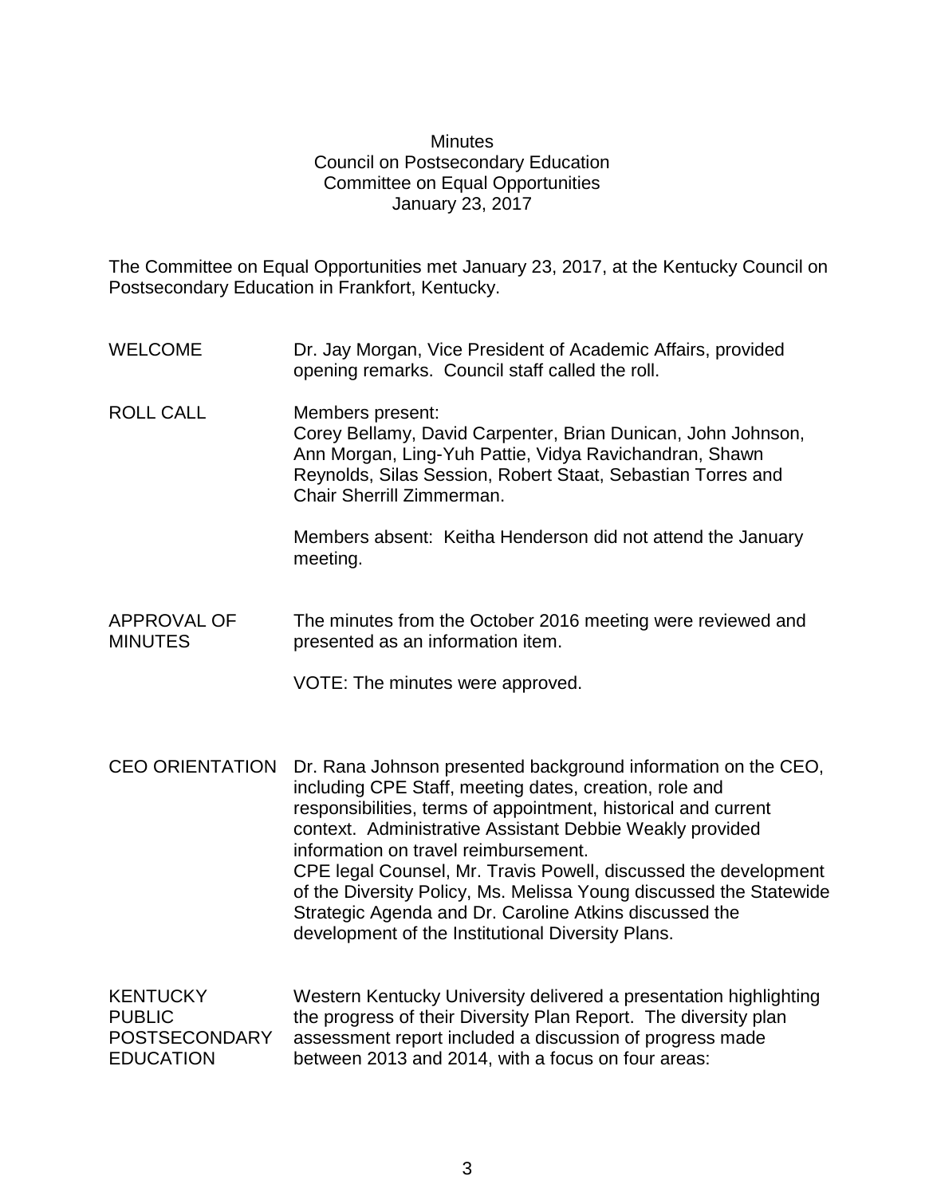# Minutes
## Council on Postsecondary Education
## Committee on Equal Opportunities
## January 23, 2017

The Committee on Equal Opportunities met January 23, 2017, at the Kentucky Council on Postsecondary Education in Frankfort, Kentucky.

**WELCOME**

Dr. Jay Morgan, Vice President of Academic Affairs, provided opening remarks. Council staff called the roll.

**ROLL CALL**

Members present:
Corey Bellamy, David Carpenter, Brian Dunican, John Johnson, Ann Morgan, Ling-Yuh Pattie, Vidya Ravichandran, Shawn Reynolds, Silas Session, Robert Staat, Sebastian Torres and Chair Sherrill Zimmerman.

Members absent: Keitha Henderson did not attend the January meeting.

**APPROVAL OF MINUTES**

The minutes from the October 2016 meeting were reviewed and presented as an information item.

VOTE: The minutes were approved.

**CEO ORIENTATION**

Dr. Rana Johnson presented background information on the CEO, including CPE Staff, meeting dates, creation, role and responsibilities, terms of appointment, historical and current context. Administrative Assistant Debbie Weakly provided information on travel reimbursement.
CPE legal Counsel, Mr. Travis Powell, discussed the development of the Diversity Policy, Ms. Melissa Young discussed the Statewide Strategic Agenda and Dr. Caroline Atkins discussed the development of the Institutional Diversity Plans.

**KENTUCKY PUBLIC POSTSECONDARY EDUCATION**

Western Kentucky University delivered a presentation highlighting the progress of their Diversity Plan Report. The diversity plan assessment report included a discussion of progress made between 2013 and 2014, with a focus on four areas: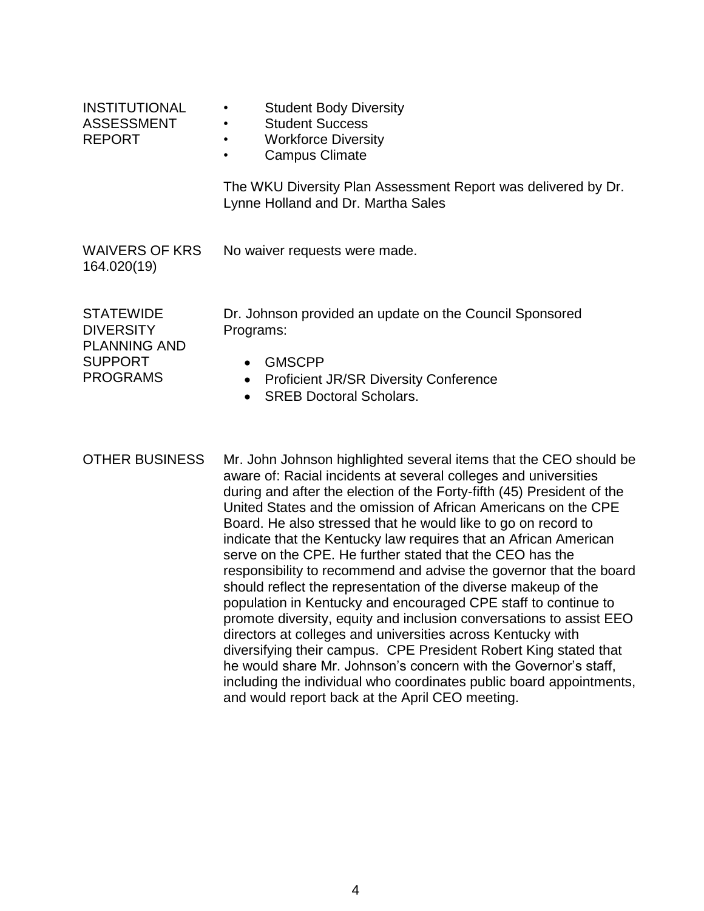**INSTITUTIONAL ASSESSMENT REPORT**

- Student Body Diversity
- Student Success
- Workforce Diversity
- Campus Climate

The WKU Diversity Plan Assessment Report was delivered by Dr. Lynne Holland and Dr. Martha Sales

**WAIVERS OF KRS 164.020(19)**

No waiver requests were made.

**STATEWIDE DIVERSITY PLANNING AND SUPPORT PROGRAMS**

Dr. Johnson provided an update on the Council Sponsored Programs:

- GMSCPP
- Proficient JR/SR Diversity Conference
- SREB Doctoral Scholars.

**OTHER BUSINESS**

Mr. John Johnson highlighted several items that the CEO should be aware of: Racial incidents at several colleges and universities during and after the election of the Forty-fifth (45) President of the United States and the omission of African Americans on the CPE Board. He also stressed that he would like to go on record to indicate that the Kentucky law requires that an African American serve on the CPE. He further stated that the CEO has the responsibility to recommend and advise the governor that the board should reflect the representation of the diverse makeup of the population in Kentucky and encouraged CPE staff to continue to promote diversity, equity and inclusion conversations to assist EEO directors at colleges and universities across Kentucky with diversifying their campus. CPE President Robert King stated that he would share Mr. Johnson's concern with the Governor's staff, including the individual who coordinates public board appointments, and would report back at the April CEO meeting.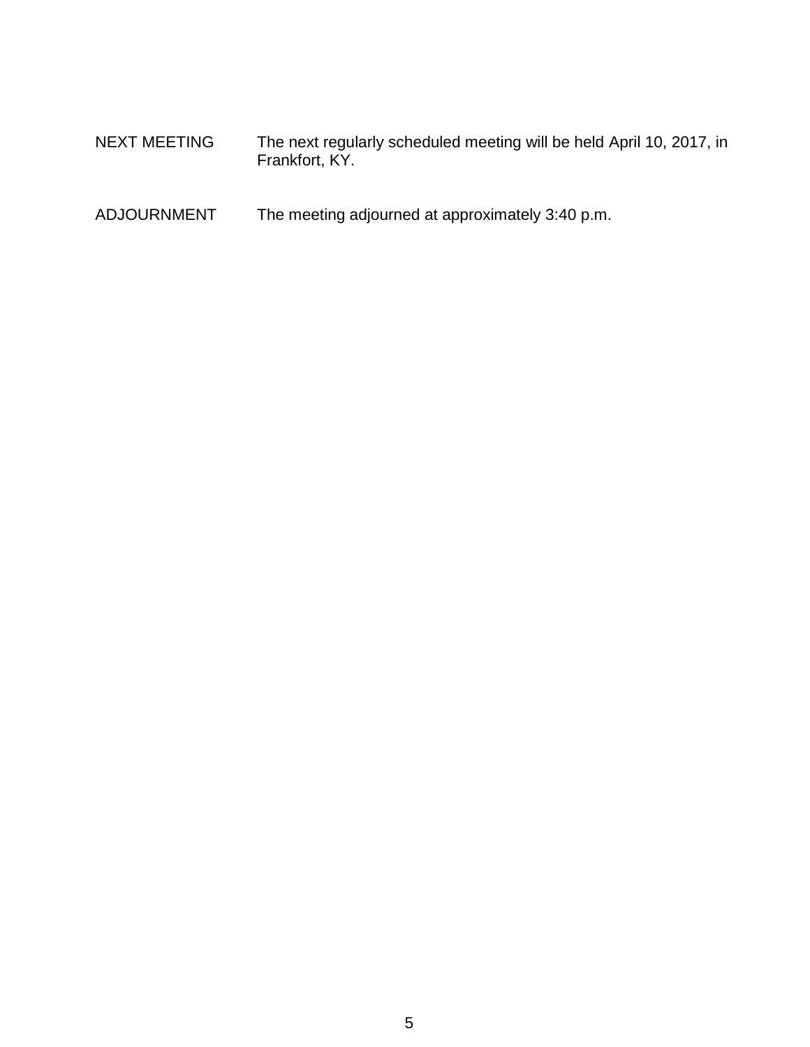NEXT MEETING The next regularly scheduled meeting will be held April 10, 2017, in Frankfort, KY.

ADJOURNMENT The meeting adjourned at approximately 3:40 p.m.